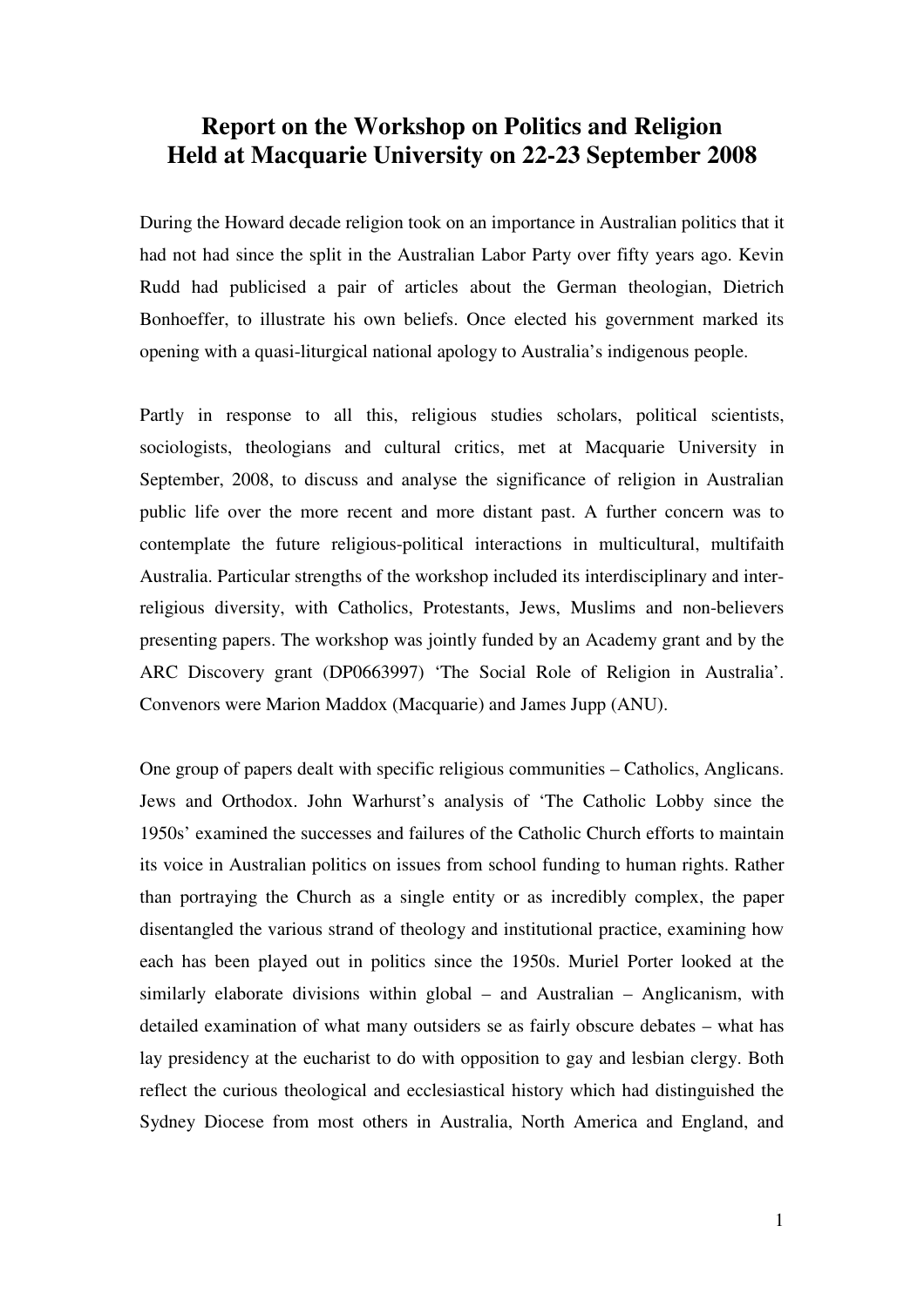# Report on the Workshop on Politics and Religion
# Held at Macquarie University on 22-23 September 2008

During the Howard decade religion took on an importance in Australian politics that it had not had since the split in the Australian Labor Party over fifty years ago. Kevin Rudd had publicised a pair of articles about the German theologian, Dietrich Bonhoeffer, to illustrate his own beliefs. Once elected his government marked its opening with a quasi-liturgical national apology to Australia's indigenous people.

Partly in response to all this, religious studies scholars, political scientists, sociologists, theologians and cultural critics, met at Macquarie University in September, 2008, to discuss and analyse the significance of religion in Australian public life over the more recent and more distant past. A further concern was to contemplate the future religious-political interactions in multicultural, multifaith Australia. Particular strengths of the workshop included its interdisciplinary and inter-religious diversity, with Catholics, Protestants, Jews, Muslims and non-believers presenting papers. The workshop was jointly funded by an Academy grant and by the ARC Discovery grant (DP0663997) 'The Social Role of Religion in Australia'. Convenors were Marion Maddox (Macquarie) and James Jupp (ANU).

One group of papers dealt with specific religious communities – Catholics, Anglicans. Jews and Orthodox. John Warhurst's analysis of 'The Catholic Lobby since the 1950s' examined the successes and failures of the Catholic Church efforts to maintain its voice in Australian politics on issues from school funding to human rights. Rather than portraying the Church as a single entity or as incredibly complex, the paper disentangled the various strand of theology and institutional practice, examining how each has been played out in politics since the 1950s. Muriel Porter looked at the similarly elaborate divisions within global – and Australian – Anglicanism, with detailed examination of what many outsiders se as fairly obscure debates – what has lay presidency at the eucharist to do with opposition to gay and lesbian clergy. Both reflect the curious theological and ecclesiastical history which had distinguished the Sydney Diocese from most others in Australia, North America and England, and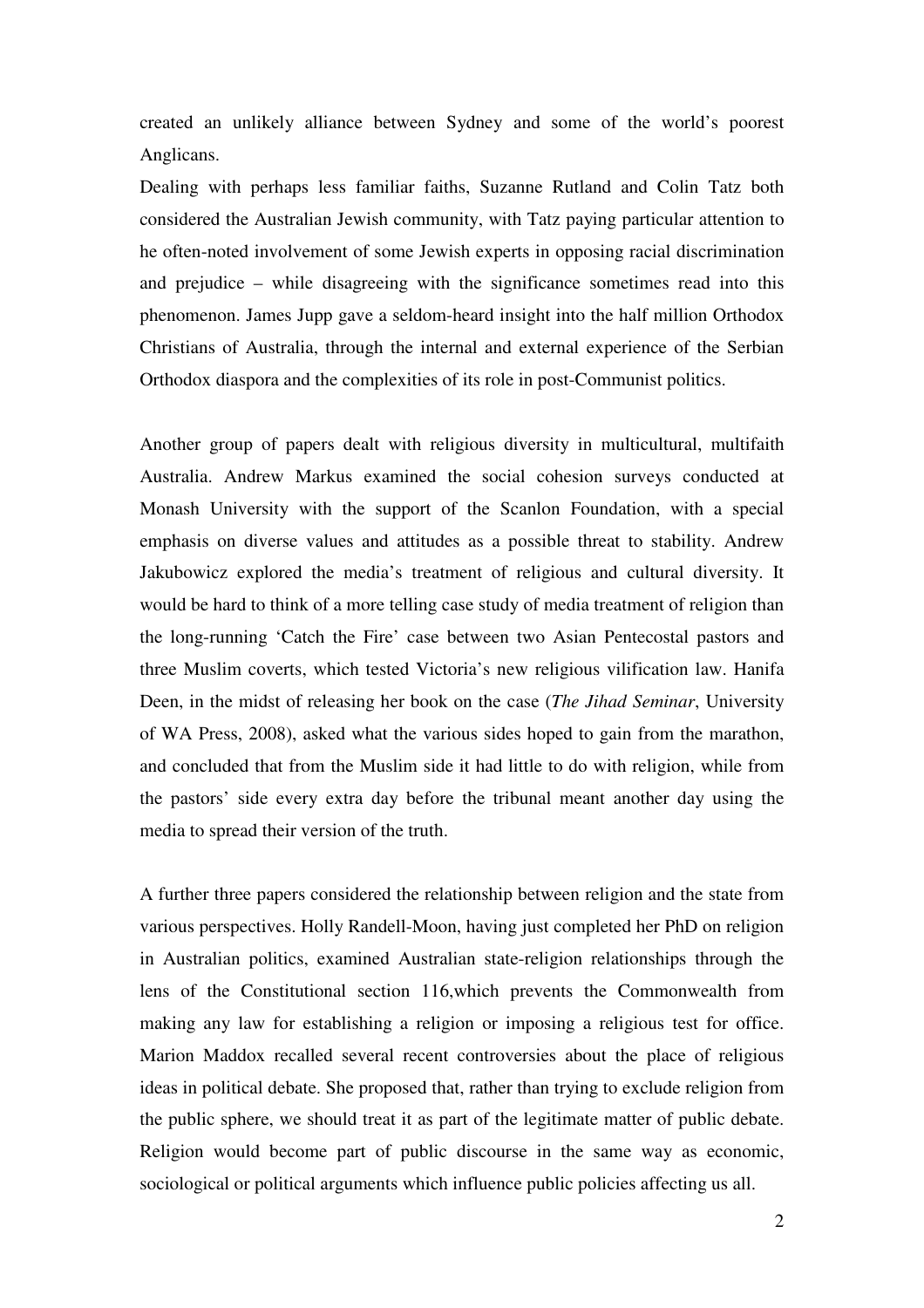created an unlikely alliance between Sydney and some of the world's poorest Anglicans.

Dealing with perhaps less familiar faiths, Suzanne Rutland and Colin Tatz both considered the Australian Jewish community, with Tatz paying particular attention to he often-noted involvement of some Jewish experts in opposing racial discrimination and prejudice – while disagreeing with the significance sometimes read into this phenomenon. James Jupp gave a seldom-heard insight into the half million Orthodox Christians of Australia, through the internal and external experience of the Serbian Orthodox diaspora and the complexities of its role in post-Communist politics.

Another group of papers dealt with religious diversity in multicultural, multifaith Australia. Andrew Markus examined the social cohesion surveys conducted at Monash University with the support of the Scanlon Foundation, with a special emphasis on diverse values and attitudes as a possible threat to stability. Andrew Jakubowicz explored the media's treatment of religious and cultural diversity. It would be hard to think of a more telling case study of media treatment of religion than the long-running 'Catch the Fire' case between two Asian Pentecostal pastors and three Muslim coverts, which tested Victoria's new religious vilification law. Hanifa Deen, in the midst of releasing her book on the case (*The Jihad Seminar*, University of WA Press, 2008), asked what the various sides hoped to gain from the marathon, and concluded that from the Muslim side it had little to do with religion, while from the pastors' side every extra day before the tribunal meant another day using the media to spread their version of the truth.

A further three papers considered the relationship between religion and the state from various perspectives. Holly Randell-Moon, having just completed her PhD on religion in Australian politics, examined Australian state-religion relationships through the lens of the Constitutional section 116,which prevents the Commonwealth from making any law for establishing a religion or imposing a religious test for office. Marion Maddox recalled several recent controversies about the place of religious ideas in political debate. She proposed that, rather than trying to exclude religion from the public sphere, we should treat it as part of the legitimate matter of public debate. Religion would become part of public discourse in the same way as economic, sociological or political arguments which influence public policies affecting us all.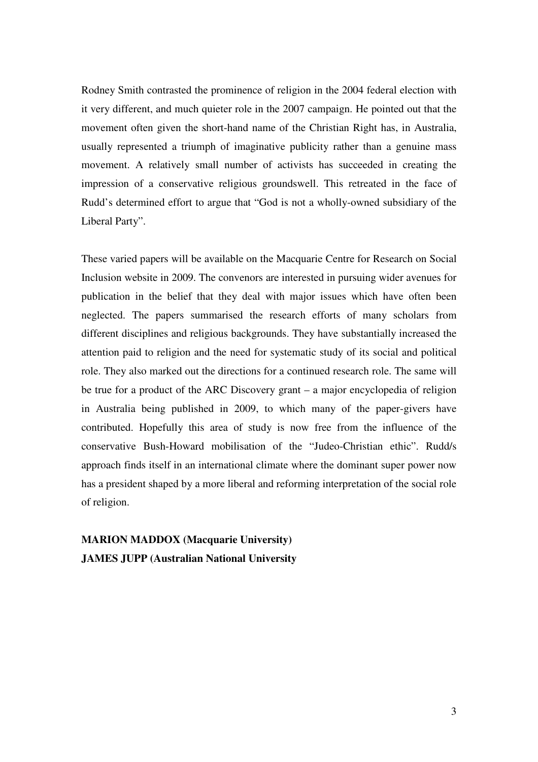Rodney Smith contrasted the prominence of religion in the 2004 federal election with it very different, and much quieter role in the 2007 campaign. He pointed out that the movement often given the short-hand name of the Christian Right has, in Australia, usually represented a triumph of imaginative publicity rather than a genuine mass movement. A relatively small number of activists has succeeded in creating the impression of a conservative religious groundswell. This retreated in the face of Rudd's determined effort to argue that "God is not a wholly-owned subsidiary of the Liberal Party".

These varied papers will be available on the Macquarie Centre for Research on Social Inclusion website in 2009. The convenors are interested in pursuing wider avenues for publication in the belief that they deal with major issues which have often been neglected. The papers summarised the research efforts of many scholars from different disciplines and religious backgrounds. They have substantially increased the attention paid to religion and the need for systematic study of its social and political role. They also marked out the directions for a continued research role. The same will be true for a product of the ARC Discovery grant – a major encyclopedia of religion in Australia being published in 2009, to which many of the paper-givers have contributed. Hopefully this area of study is now free from the influence of the conservative Bush-Howard mobilisation of the "Judeo-Christian ethic". Rudd/s approach finds itself in an international climate where the dominant super power now has a president shaped by a more liberal and reforming interpretation of the social role of religion.

**MARION MADDOX (Macquarie University)**
**JAMES JUPP (Australian National University**